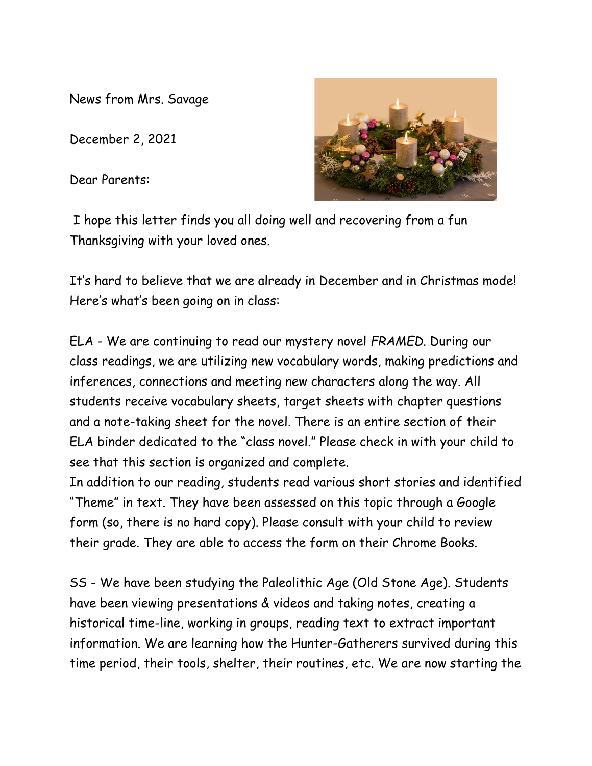News from Mrs. Savage

December 2, 2021

Dear Parents:

I hope this letter finds you all doing well and recovering from a fun Thanksgiving with your loved ones.

It's hard to believe that we are already in December and in Christmas mode! Here's what's been going on in class:

ELA - We are continuing to read our mystery novel *FRAMED*. During our class readings, we are utilizing new vocabulary words, making predictions and inferences, connections and meeting new characters along the way. All students receive vocabulary sheets, target sheets with chapter questions and a note-taking sheet for the novel. There is an entire section of their ELA binder dedicated to the "class novel." Please check in with your child to see that this section is organized and complete.

In addition to our reading, students read various short stories and identified "Theme" in text. They have been assessed on this topic through a Google form (so, there is no hard copy). Please consult with your child to review their grade. They are able to access the form on their Chrome Books.

SS - We have been studying the Paleolithic Age (Old Stone Age). Students have been viewing presentations & videos and taking notes, creating a historical time-line, working in groups, reading text to extract important information. We are learning how the Hunter-Gatherers survived during this time period, their tools, shelter, their routines, etc. We are now starting the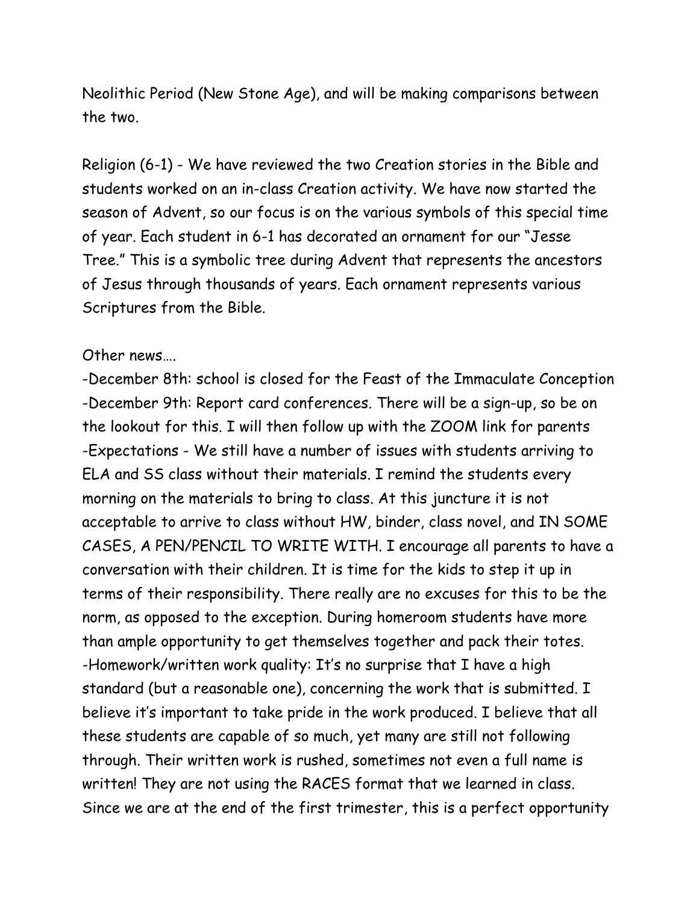Neolithic Period (New Stone Age), and will be making comparisons between the two.

Religion (6-1) - We have reviewed the two Creation stories in the Bible and students worked on an in-class Creation activity. We have now started the season of Advent, so our focus is on the various symbols of this special time of year. Each student in 6-1 has decorated an ornament for our "Jesse Tree." This is a symbolic tree during Advent that represents the ancestors of Jesus through thousands of years. Each ornament represents various Scriptures from the Bible.

Other news….

-December 8th: school is closed for the Feast of the Immaculate Conception
-December 9th: Report card conferences. There will be a sign-up, so be on the lookout for this. I will then follow up with the ZOOM link for parents
-Expectations - We still have a number of issues with students arriving to ELA and SS class without their materials. I remind the students every morning on the materials to bring to class. At this juncture it is not acceptable to arrive to class without HW, binder, class novel, and IN SOME CASES, A PEN/PENCIL TO WRITE WITH. I encourage all parents to have a conversation with their children. It is time for the kids to step it up in terms of their responsibility. There really are no excuses for this to be the norm, as opposed to the exception. During homeroom students have more than ample opportunity to get themselves together and pack their totes.
-Homework/written work quality: It's no surprise that I have a high standard (but a reasonable one), concerning the work that is submitted. I believe it's important to take pride in the work produced. I believe that all these students are capable of so much, yet many are still not following through. Their written work is rushed, sometimes not even a full name is written! They are not using the RACES format that we learned in class. Since we are at the end of the first trimester, this is a perfect opportunity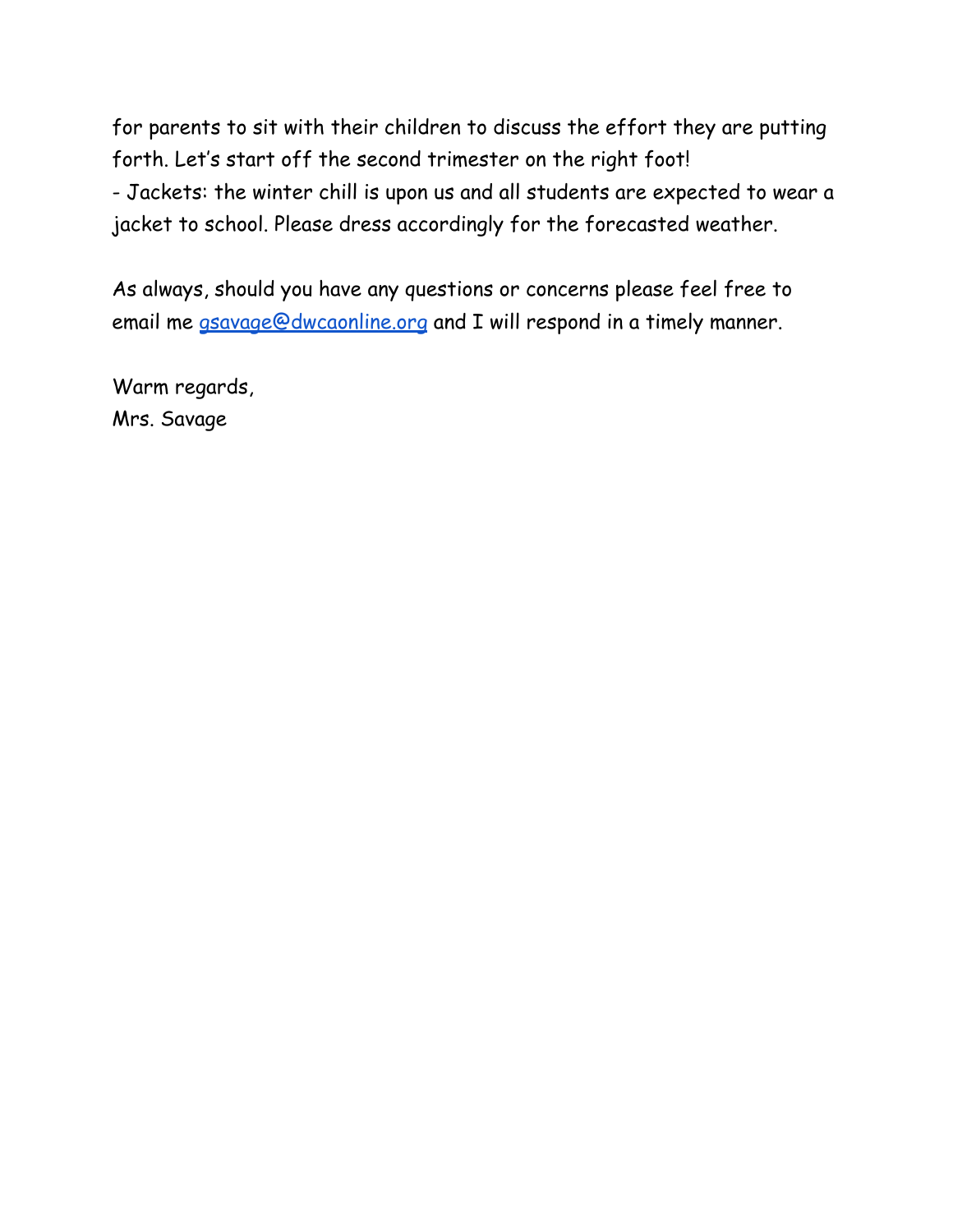for parents to sit with their children to discuss the effort they are putting forth. Let's start off the second trimester on the right foot!
- Jackets: the winter chill is upon us and all students are expected to wear a jacket to school. Please dress accordingly for the forecasted weather.

As always, should you have any questions or concerns please feel free to email me [gsavage@dwcaonline.org](mailto:gsavage@dwcaonline.org) and I will respond in a timely manner.

Warm regards,
Mrs. Savage